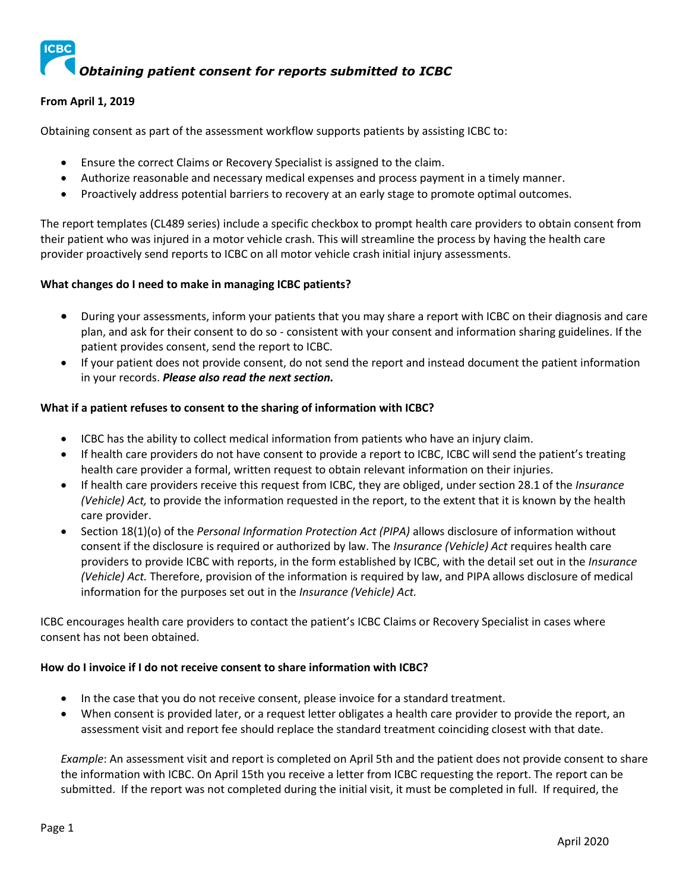# *Obtaining patient consent for reports submitted to ICBC*

**From April 1, 2019**

Obtaining consent as part of the assessment workflow supports patients by assisting ICBC to:

- Ensure the correct Claims or Recovery Specialist is assigned to the claim.
- Authorize reasonable and necessary medical expenses and process payment in a timely manner.
- Proactively address potential barriers to recovery at an early stage to promote optimal outcomes.

The report templates (CL489 series) include a specific checkbox to prompt health care providers to obtain consent from their patient who was injured in a motor vehicle crash. This will streamline the process by having the health care provider proactively send reports to ICBC on all motor vehicle crash initial injury assessments.

**What changes do I need to make in managing ICBC patients?**

- During your assessments, inform your patients that you may share a report with ICBC on their diagnosis and care plan, and ask for their consent to do so - consistent with your consent and information sharing guidelines. If the patient provides consent, send the report to ICBC.
- If your patient does not provide consent, do not send the report and instead document the patient information in your records. ***Please also read the next section.***

**What if a patient refuses to consent to the sharing of information with ICBC?**

- ICBC has the ability to collect medical information from patients who have an injury claim.
- If health care providers do not have consent to provide a report to ICBC, ICBC will send the patient's treating health care provider a formal, written request to obtain relevant information on their injuries.
- If health care providers receive this request from ICBC, they are obliged, under section 28.1 of the *Insurance (Vehicle) Act,* to provide the information requested in the report, to the extent that it is known by the health care provider.
- Section 18(1)(o) of the *Personal Information Protection Act (PIPA)* allows disclosure of information without consent if the disclosure is required or authorized by law. The *Insurance (Vehicle) Act* requires health care providers to provide ICBC with reports, in the form established by ICBC, with the detail set out in the *Insurance (Vehicle) Act.* Therefore, provision of the information is required by law, and PIPA allows disclosure of medical information for the purposes set out in the *Insurance (Vehicle) Act.*

ICBC encourages health care providers to contact the patient's ICBC Claims or Recovery Specialist in cases where consent has not been obtained.

**How do I invoice if I do not receive consent to share information with ICBC?**

- In the case that you do not receive consent, please invoice for a standard treatment.
- When consent is provided later, or a request letter obligates a health care provider to provide the report, an assessment visit and report fee should replace the standard treatment coinciding closest with that date.

*Example*: An assessment visit and report is completed on April 5th and the patient does not provide consent to share the information with ICBC. On April 15th you receive a letter from ICBC requesting the report. The report can be submitted. If the report was not completed during the initial visit, it must be completed in full. If required, the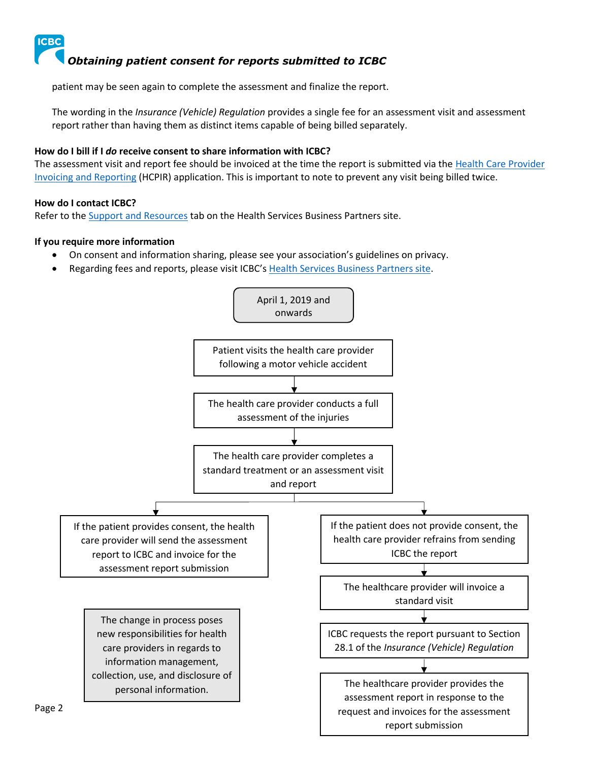patient may be seen again to complete the assessment and finalize the report.

The wording in the *Insurance (Vehicle) Regulation* provides a single fee for an assessment visit and assessment report rather than having them as distinct items capable of being billed separately.

**How do I bill if I *do* receive consent to share information with ICBC?**

The assessment visit and report fee should be invoiced at the time the report is submitted via the Health Care Provider Invoicing and Reporting (HCPIR) application. This is important to note to prevent any visit being billed twice.

**How do I contact ICBC?**

Refer to the Support and Resources tab on the Health Services Business Partners site.

**If you require more information**

- On consent and information sharing, please see your association's guidelines on privacy.
- Regarding fees and reports, please visit ICBC's Health Services Business Partners site.

April 1, 2019 and onwards

Patient visits the health care provider following a motor vehicle accident

The health care provider conducts a full assessment of the injuries

The health care provider completes a standard treatment or an assessment visit and report

If the patient provides consent, the health care provider will send the assessment report to ICBC and invoice for the assessment report submission

If the patient does not provide consent, the health care provider refrains from sending ICBC the report

The healthcare provider will invoice a standard visit

ICBC requests the report pursuant to Section 28.1 of the *Insurance (Vehicle) Regulation*

The healthcare provider provides the assessment report in response to the request and invoices for the assessment report submission

The change in process poses new responsibilities for health care providers in regards to information management, collection, use, and disclosure of personal information.